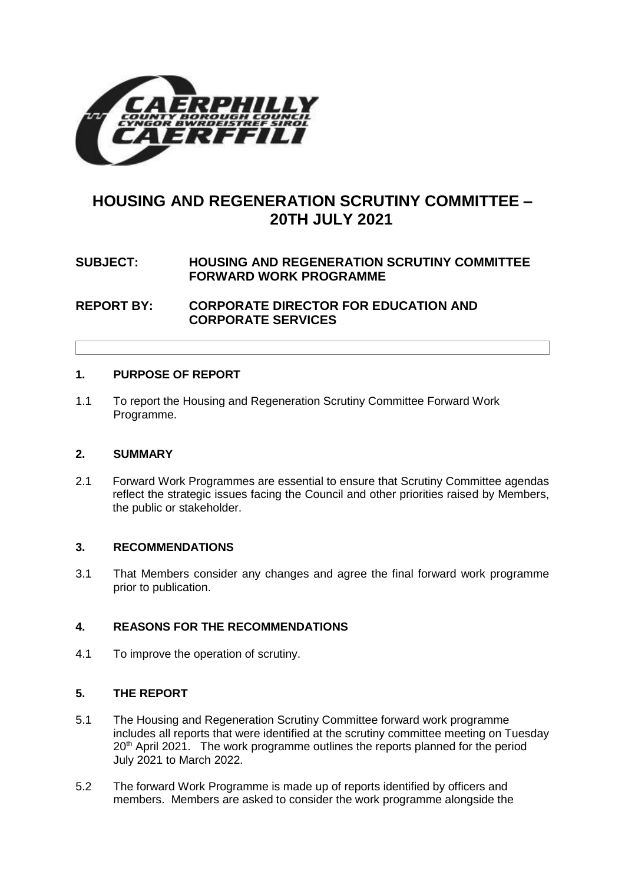# HOUSING AND REGENERATION SCRUTINY COMMITTEE – 20TH JULY 2021

**SUBJECT: HOUSING AND REGENERATION SCRUTINY COMMITTEE FORWARD WORK PROGRAMME**

**REPORT BY: CORPORATE DIRECTOR FOR EDUCATION AND CORPORATE SERVICES**

## 1. PURPOSE OF REPORT

1.1 To report the Housing and Regeneration Scrutiny Committee Forward Work Programme.

## 2. SUMMARY

2.1 Forward Work Programmes are essential to ensure that Scrutiny Committee agendas reflect the strategic issues facing the Council and other priorities raised by Members, the public or stakeholder.

## 3. RECOMMENDATIONS

3.1 That Members consider any changes and agree the final forward work programme prior to publication.

## 4. REASONS FOR THE RECOMMENDATIONS

4.1 To improve the operation of scrutiny.

## 5. THE REPORT

5.1 The Housing and Regeneration Scrutiny Committee forward work programme includes all reports that were identified at the scrutiny committee meeting on Tuesday 20th April 2021. The work programme outlines the reports planned for the period July 2021 to March 2022.

5.2 The forward Work Programme is made up of reports identified by officers and members. Members are asked to consider the work programme alongside the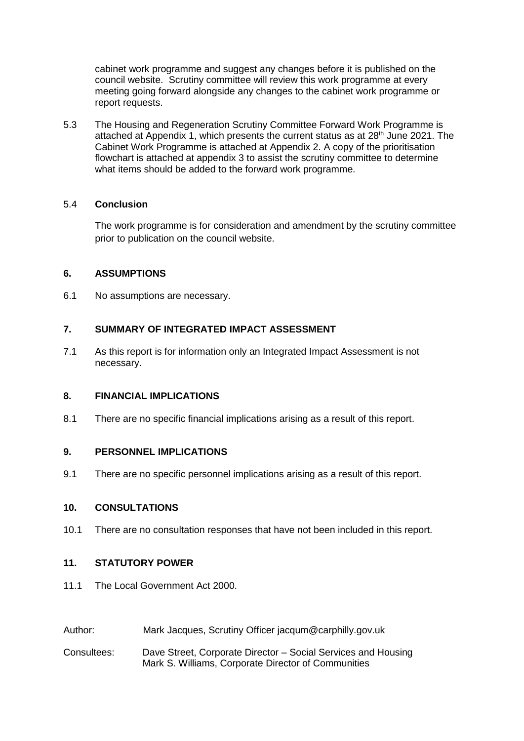cabinet work programme and suggest any changes before it is published on the council website. Scrutiny committee will review this work programme at every meeting going forward alongside any changes to the cabinet work programme or report requests.

5.3 The Housing and Regeneration Scrutiny Committee Forward Work Programme is attached at Appendix 1, which presents the current status as at 28th June 2021. The Cabinet Work Programme is attached at Appendix 2. A copy of the prioritisation flowchart is attached at appendix 3 to assist the scrutiny committee to determine what items should be added to the forward work programme.

5.4 **Conclusion**

The work programme is for consideration and amendment by the scrutiny committee prior to publication on the council website.

## 6. ASSUMPTIONS

6.1 No assumptions are necessary.

## 7. SUMMARY OF INTEGRATED IMPACT ASSESSMENT

7.1 As this report is for information only an Integrated Impact Assessment is not necessary.

## 8. FINANCIAL IMPLICATIONS

8.1 There are no specific financial implications arising as a result of this report.

## 9. PERSONNEL IMPLICATIONS

9.1 There are no specific personnel implications arising as a result of this report.

## 10. CONSULTATIONS

10.1 There are no consultation responses that have not been included in this report.

## 11. STATUTORY POWER

11.1 The Local Government Act 2000.

Author: Mark Jacques, Scrutiny Officer jacqum@carphilly.gov.uk

Consultees: Dave Street, Corporate Director – Social Services and Housing
Mark S. Williams, Corporate Director of Communities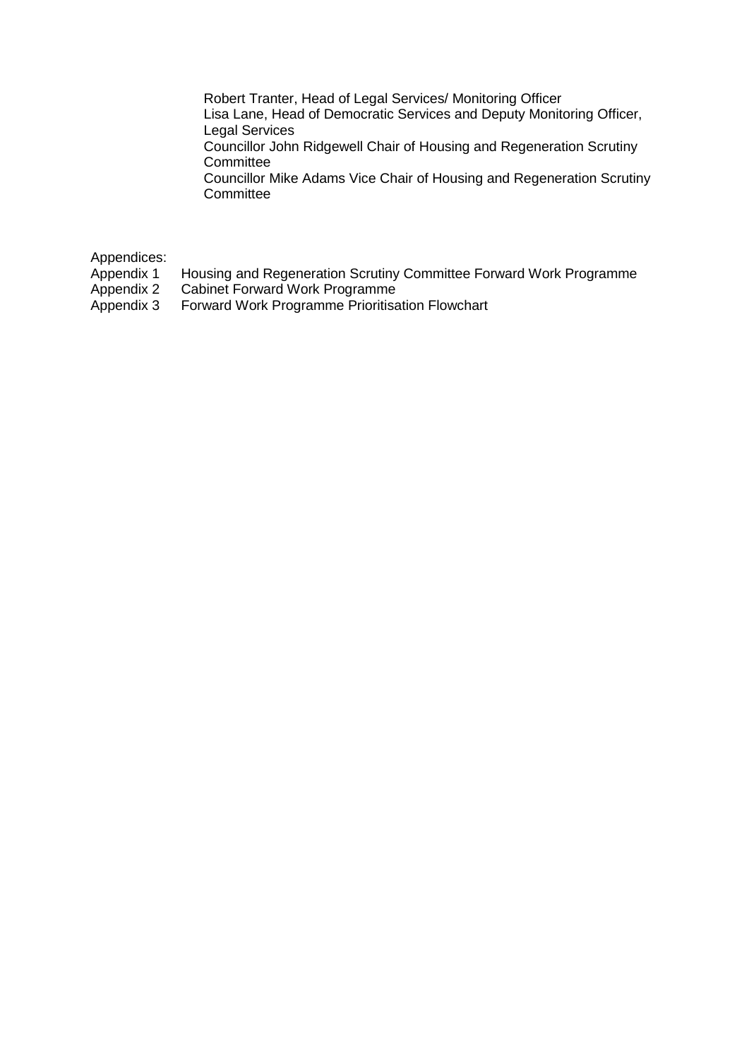Robert Tranter, Head of Legal Services/ Monitoring Officer
Lisa Lane, Head of Democratic Services and Deputy Monitoring Officer, Legal Services
Councillor John Ridgewell Chair of Housing and Regeneration Scrutiny Committee
Councillor Mike Adams Vice Chair of Housing and Regeneration Scrutiny Committee

Appendices:
Appendix 1 Housing and Regeneration Scrutiny Committee Forward Work Programme
Appendix 2 Cabinet Forward Work Programme
Appendix 3 Forward Work Programme Prioritisation Flowchart